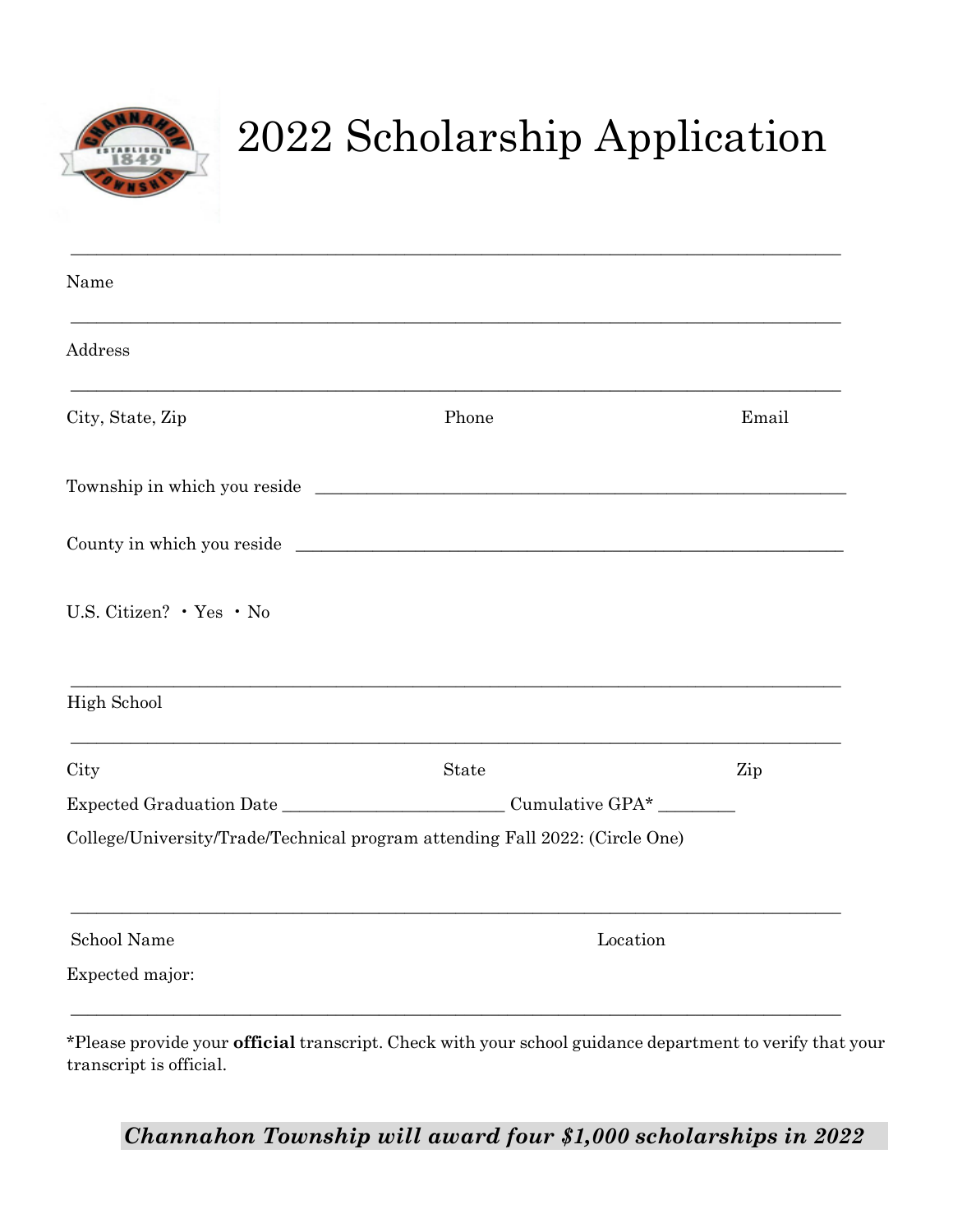# 2022 Scholarship Application

\_\_\_\_\_\_\_\_\_\_\_\_\_\_\_\_\_\_\_\_\_\_\_\_\_\_\_\_\_\_\_\_\_\_\_\_\_\_\_\_\_\_\_\_\_\_\_\_\_\_\_\_\_\_\_\_\_\_\_\_\_\_\_\_\_\_\_\_\_\_

Name

\_\_\_\_\_\_\_\_\_\_\_\_\_\_\_\_\_\_\_\_\_\_\_\_\_\_\_\_\_\_\_\_\_\_\_\_\_\_\_\_\_\_\_\_\_\_\_\_\_\_\_\_\_\_\_\_\_\_\_\_\_\_\_\_\_\_\_\_\_\_

Address

\_\_\_\_\_\_\_\_\_\_\_\_\_\_\_\_\_\_\_\_\_\_\_\_\_\_\_\_\_\_\_\_\_\_\_\_\_\_\_\_\_\_\_\_\_\_\_\_\_\_\_\_\_\_\_\_\_\_\_\_\_\_\_\_\_\_\_\_\_\_

City, State, Zip Phone Email

Township in which you reside \_\_\_\_\_\_\_\_\_\_\_\_\_\_\_\_\_\_\_\_\_\_\_\_\_\_\_\_\_\_\_\_\_\_\_\_\_\_\_\_\_\_\_\_\_\_\_\_\_\_

County in which you reside \_\_\_\_\_\_\_\_\_\_\_\_\_\_\_\_\_\_\_\_\_\_\_\_\_\_\_\_\_\_\_\_\_\_\_\_\_\_\_\_\_\_\_\_\_\_\_\_\_\_

U.S. Citizen? • Yes • No

\_\_\_\_\_\_\_\_\_\_\_\_\_\_\_\_\_\_\_\_\_\_\_\_\_\_\_\_\_\_\_\_\_\_\_\_\_\_\_\_\_\_\_\_\_\_\_\_\_\_\_\_\_\_\_\_\_\_\_\_\_\_\_\_\_\_\_\_\_\_

High School

\_\_\_\_\_\_\_\_\_\_\_\_\_\_\_\_\_\_\_\_\_\_\_\_\_\_\_\_\_\_\_\_\_\_\_\_\_\_\_\_\_\_\_\_\_\_\_\_\_\_\_\_\_\_\_\_\_\_\_\_\_\_\_\_\_\_\_\_\_\_

City State Zip

Expected Graduation Date \_\_\_\_\_\_\_\_\_\_\_\_\_\_\_\_\_\_\_\_\_\_ Cumulative GPA* \_\_\_\_\_\_\_\_

College/University/Trade/Technical program attending Fall 2022: (Circle One)

\_\_\_\_\_\_\_\_\_\_\_\_\_\_\_\_\_\_\_\_\_\_\_\_\_\_\_\_\_\_\_\_\_\_\_\_\_\_\_\_\_\_\_\_\_\_\_\_\_\_\_\_\_\_\_\_\_\_\_\_\_\_\_\_\_\_\_\_\_\_

School Name Location

Expected major:

\_\_\_\_\_\_\_\_\_\_\_\_\_\_\_\_\_\_\_\_\_\_\_\_\_\_\_\_\_\_\_\_\_\_\_\_\_\_\_\_\_\_\_\_\_\_\_\_\_\_\_\_\_\_\_\_\_\_\_\_\_\_\_\_\_\_\_\_\_\_

*Please provide your **official** transcript. Check with your school guidance department to verify that your transcript is official.

***Channahon Township will award four $1,000 scholarships in 2022***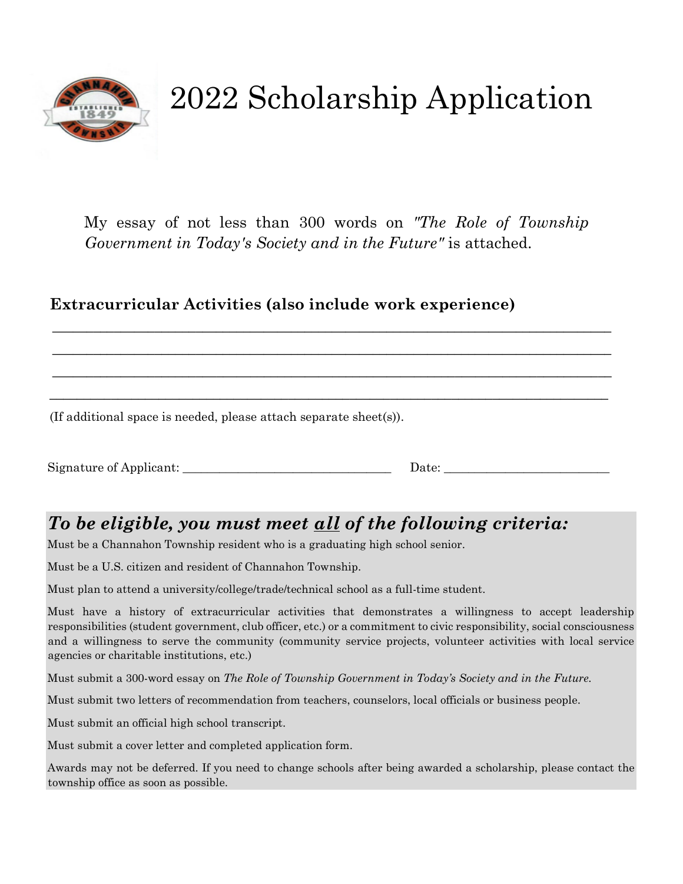# 2022 Scholarship Application

My essay of not less than 300 words on *"The Role of Township Government in Today's Society and in the Future"* is attached.

**Extracurricular Activities (also include work experience)**

________________________________________________________________________________

________________________________________________________________________________

________________________________________________________________________________

________________________________________________________________________________

(If additional space is needed, please attach separate sheet(s)).

Signature of Applicant: ______________________________ Date: ________________________

## *To be eligible, you must meet all of the following criteria:*

Must be a Channahon Township resident who is a graduating high school senior.

Must be a U.S. citizen and resident of Channahon Township.

Must plan to attend a university/college/trade/technical school as a full-time student.

Must have a history of extracurricular activities that demonstrates a willingness to accept leadership responsibilities (student government, club officer, etc.) or a commitment to civic responsibility, social consciousness and a willingness to serve the community (community service projects, volunteer activities with local service agencies or charitable institutions, etc.)

Must submit a 300-word essay on *The Role of Township Government in Today's Society and in the Future.*

Must submit two letters of recommendation from teachers, counselors, local officials or business people.

Must submit an official high school transcript.

Must submit a cover letter and completed application form.

Awards may not be deferred. If you need to change schools after being awarded a scholarship, please contact the township office as soon as possible.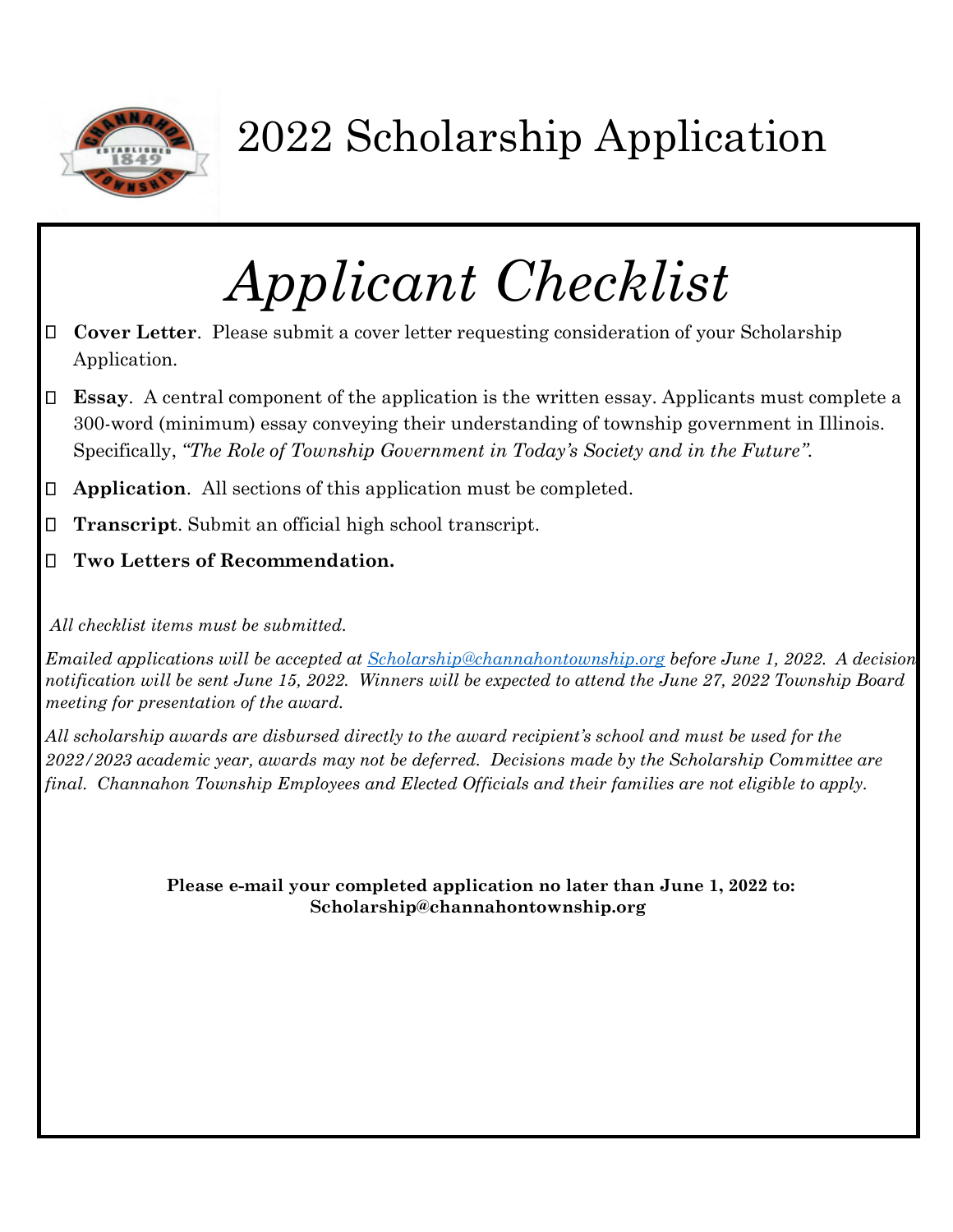# 2022 Scholarship Application

## *Applicant Checklist*

- ☐ **Cover Letter**. Please submit a cover letter requesting consideration of your Scholarship Application.
- ☐ **Essay**. A central component of the application is the written essay. Applicants must complete a 300-word (minimum) essay conveying their understanding of township government in Illinois. Specifically, *"The Role of Township Government in Today's Society and in the Future"*.
- ☐ **Application**. All sections of this application must be completed.
- ☐ **Transcript**. Submit an official high school transcript.
- ☐ **Two Letters of Recommendation.**

*All checklist items must be submitted.*

*Emailed applications will be accepted at [Scholarship@channahontownship.org](mailto:Scholarship@channahontownship.org) before June 1, 2022. A decision notification will be sent June 15, 2022. Winners will be expected to attend the June 27, 2022 Township Board meeting for presentation of the award.*

*All scholarship awards are disbursed directly to the award recipient's school and must be used for the 2022/2023 academic year, awards may not be deferred. Decisions made by the Scholarship Committee are final. Channahon Township Employees and Elected Officials and their families are not eligible to apply.*

**Please e-mail your completed application no later than June 1, 2022 to: Scholarship@channahontownship.org**